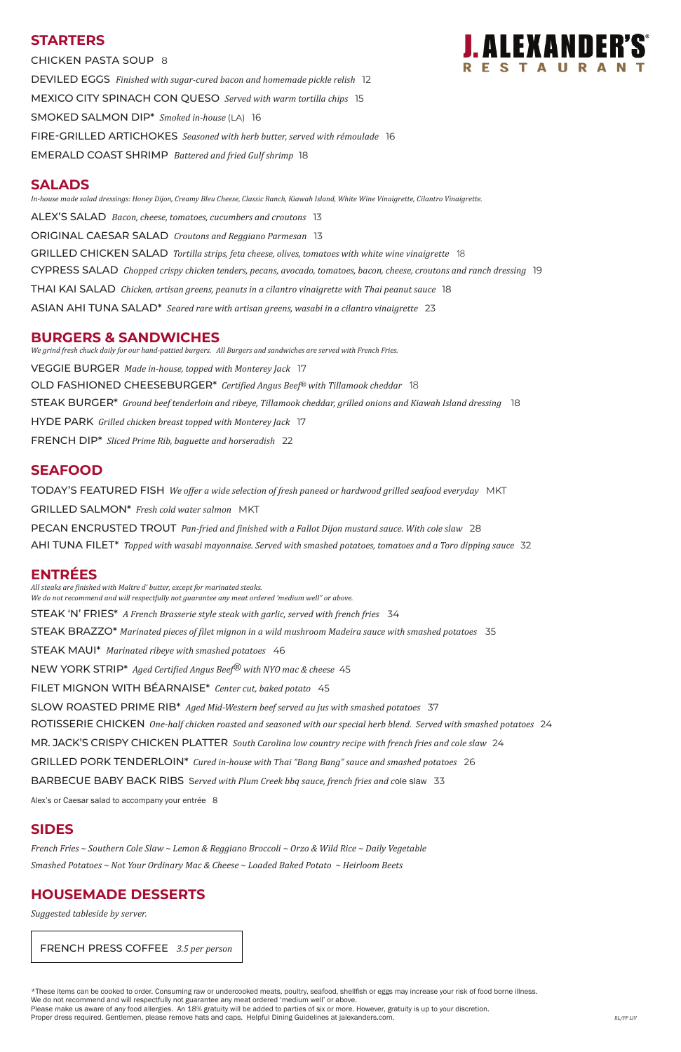# J. ALEXANDER'S® RESTAURANT

## STARTERS

CHICKEN PASTA SOUP 8

DEVILED EGGS *Finished with sugar-cured bacon and homemade pickle relish* 12

MEXICO CITY SPINACH CON QUESO *Served with warm tortilla chips* 15

SMOKED SALMON DIP* *Smoked in-house* (LA) 16

FIRE-GRILLED ARTICHOKES *Seasoned with herb butter, served with rémoulade* 16

EMERALD COAST SHRIMP *Battered and fried Gulf shrimp* 18

## SALADS

*In-house made salad dressings: Honey Dijon, Creamy Bleu Cheese, Classic Ranch, Kiawah Island, White Wine Vinaigrette, Cilantro Vinaigrette.*

ALEX'S SALAD *Bacon, cheese, tomatoes, cucumbers and croutons* 13

ORIGINAL CAESAR SALAD *Croutons and Reggiano Parmesan* 13

GRILLED CHICKEN SALAD *Tortilla strips, feta cheese, olives, tomatoes with white wine vinaigrette* 18

CYPRESS SALAD *Chopped crispy chicken tenders, pecans, avocado, tomatoes, bacon, cheese, croutons and ranch dressing* 19

THAI KAI SALAD *Chicken, artisan greens, peanuts in a cilantro vinaigrette with Thai peanut sauce* 18

ASIAN AHI TUNA SALAD* *Seared rare with artisan greens, wasabi in a cilantro vinaigrette* 23

## BURGERS & SANDWICHES

*We grind fresh chuck daily for our hand-pattied burgers. All Burgers and sandwiches are served with French Fries.*

VEGGIE BURGER *Made in-house, topped with Monterey Jack* 17

OLD FASHIONED CHEESEBURGER* *Certified Angus Beef® with Tillamook cheddar* 18

STEAK BURGER* *Ground beef tenderloin and ribeye, Tillamook cheddar, grilled onions and Kiawah Island dressing* 18

HYDE PARK *Grilled chicken breast topped with Monterey Jack* 17

FRENCH DIP* *Sliced Prime Rib, baguette and horseradish* 22

## SEAFOOD

TODAY'S FEATURED FISH *We offer a wide selection of fresh paneed or hardwood grilled seafood everyday* MKT

GRILLED SALMON* *Fresh cold water salmon* MKT

PECAN ENCRUSTED TROUT *Pan-fried and finished with a Fallot Dijon mustard sauce. With cole slaw* 28

AHI TUNA FILET* *Topped with wasabi mayonnaise. Served with smashed potatoes, tomatoes and a Toro dipping sauce* 32

## ENTRÉES

*All steaks are finished with Maître d' butter, except for marinated steaks.*
*We do not recommend and will respectfully not guarantee any meat ordered 'medium well" or above.*

STEAK 'N' FRIES* *A French Brasserie style steak with garlic, served with french fries* 34

STEAK BRAZZO* *Marinated pieces of filet mignon in a wild mushroom Madeira sauce with smashed potatoes* 35

STEAK MAUI* *Marinated ribeye with smashed potatoes* 46

NEW YORK STRIP* *Aged Certified Angus Beef® with NYO mac & cheese* 45

FILET MIGNON WITH BÉARNAISE* *Center cut, baked potato* 45

SLOW ROASTED PRIME RIB* *Aged Mid-Western beef served au jus with smashed potatoes* 37

ROTISSERIE CHICKEN *One-half chicken roasted and seasoned with our special herb blend. Served with smashed potatoes* 24

MR. JACK'S CRISPY CHICKEN PLATTER *South Carolina low country recipe with french fries and cole slaw* 24

GRILLED PORK TENDERLOIN* *Cured in-house with Thai "Bang Bang" sauce and smashed potatoes* 26

BARBECUE BABY BACK RIBS *Served with Plum Creek bbq sauce, french fries and* cole slaw 33

Alex's or Caesar salad to accompany your entrée 8

## SIDES

*French Fries ~ Southern Cole Slaw ~ Lemon & Reggiano Broccoli ~ Orzo & Wild Rice ~ Daily Vegetable*
*Smashed Potatoes ~ Not Your Ordinary Mac & Cheese ~ Loaded Baked Potato ~ Heirloom Beets*

## HOUSEMADE DESSERTS

*Suggested tableside by server.*

FRENCH PRESS COFFEE *3.5 per person*

*These items can be cooked to order. Consuming raw or undercooked meats, poultry, seafood, shellfish or eggs may increase your risk of food borne illness.
We do not recommend and will respectfully not guarantee any meat ordered 'medium well' or above.
Please make us aware of any food allergies. An 18% gratuity will be added to parties of six or more. However, gratuity is up to your discretion.
Proper dress required. Gentlemen, please remove hats and caps. Helpful Dining Guidelines at jalexanders.com.

*RL/PP LIV*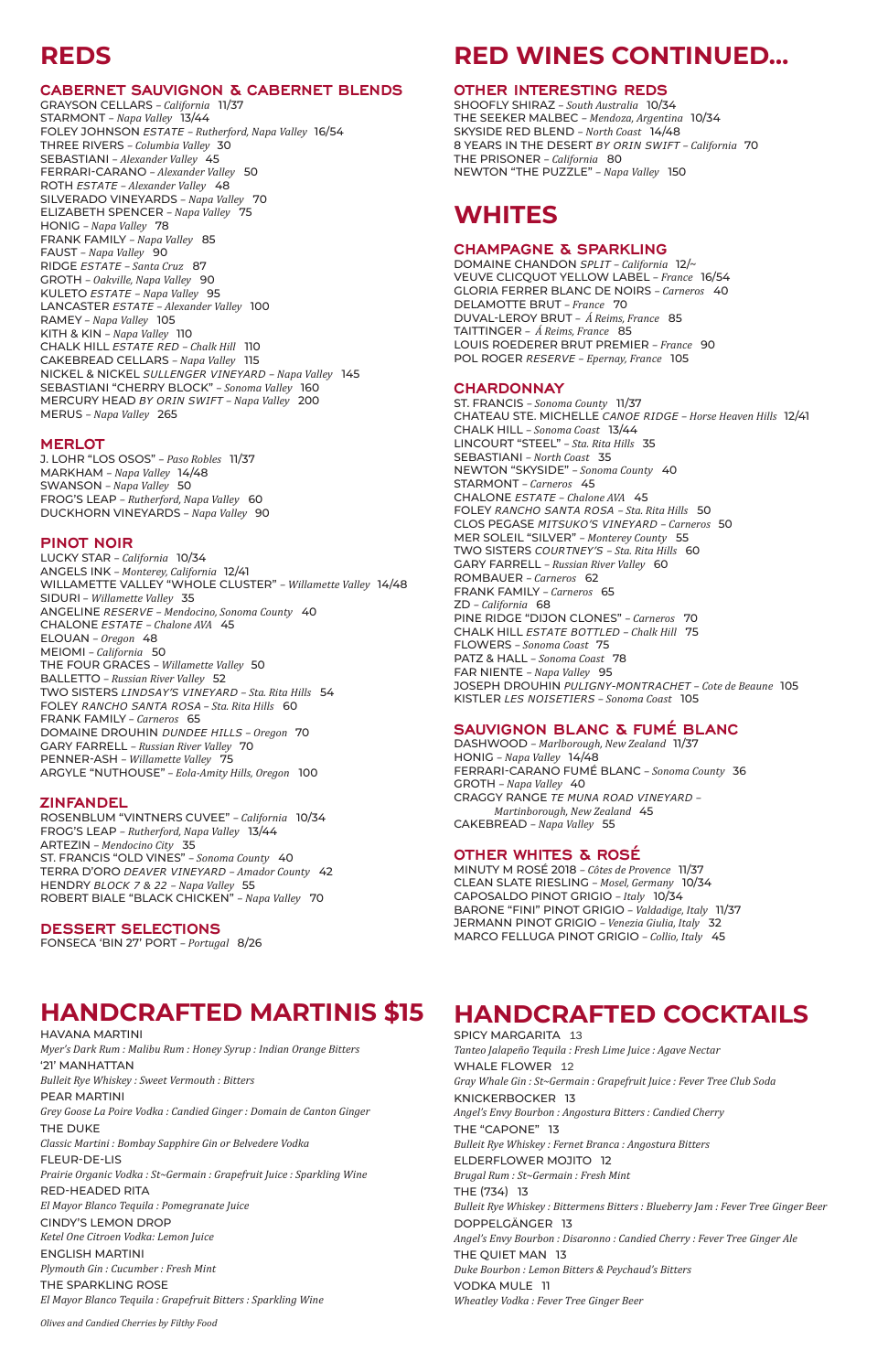# REDS

## CABERNET SAUVIGNON & CABERNET BLENDS

GRAYSON CELLARS – *California* 11/37
STARMONT – *Napa Valley* 13/44
FOLEY JOHNSON *ESTATE – Rutherford, Napa Valley* 16/54
THREE RIVERS – *Columbia Valley* 30
SEBASTIANI – *Alexander Valley* 45
FERRARI-CARANO – *Alexander Valley* 50
ROTH *ESTATE – Alexander Valley* 48
SILVERADO VINEYARDS – *Napa Valley* 70
ELIZABETH SPENCER – *Napa Valley* 75
HONIG – *Napa Valley* 78
FRANK FAMILY – *Napa Valley* 85
FAUST – *Napa Valley* 90
RIDGE *ESTATE – Santa Cruz* 87
GROTH – *Oakville, Napa Valley* 90
KULETO *ESTATE – Napa Valley* 95
LANCASTER *ESTATE – Alexander Valley* 100
RAMEY – *Napa Valley* 105
KITH & KIN – *Napa Valley* 110
CHALK HILL *ESTATE RED – Chalk Hill* 110
CAKEBREAD CELLARS – *Napa Valley* 115
NICKEL & NICKEL *SULLENGER VINEYARD – Napa Valley* 145
SEBASTIANI "CHERRY BLOCK" – *Sonoma Valley* 160
MERCURY HEAD *BY ORIN SWIFT – Napa Valley* 200
MERUS – *Napa Valley* 265

## MERLOT

J. LOHR "LOS OSOS" – *Paso Robles* 11/37
MARKHAM – *Napa Valley* 14/48
SWANSON – *Napa Valley* 50
FROG'S LEAP – *Rutherford, Napa Valley* 60
DUCKHORN VINEYARDS – *Napa Valley* 90

## PINOT NOIR

LUCKY STAR – *California* 10/34
ANGELS INK – *Monterey, California* 12/41
WILLAMETTE VALLEY "WHOLE CLUSTER" – *Willamette Valley* 14/48
SIDURI – *Willamette Valley* 35
ANGELINE *RESERVE – Mendocino, Sonoma County* 40
CHALONE *ESTATE – Chalone AVA* 45
ELOUAN – *Oregon* 48
MEIOMI – *California* 50
THE FOUR GRACES – *Willamette Valley* 50
BALLETTO – *Russian River Valley* 52
TWO SISTERS *LINDSAY'S VINEYARD – Sta. Rita Hills* 54
FOLEY *RANCHO SANTA ROSA – Sta. Rita Hills* 60
FRANK FAMILY – *Carneros* 65
DOMAINE DROUHIN *DUNDEE HILLS – Oregon* 70
GARY FARRELL – *Russian River Valley* 70
PENNER-ASH – *Willamette Valley* 75
ARGYLE "NUTHOUSE" – *Eola-Amity Hills, Oregon* 100

## ZINFANDEL

ROSENBLUM "VINTNERS CUVEE" – *California* 10/34
FROG'S LEAP – *Rutherford, Napa Valley* 13/44
ARTEZIN – *Mendocino City* 35
ST. FRANCIS "OLD VINES" – *Sonoma County* 40
TERRA D'ORO *DEAVER VINEYARD – Amador County* 42
HENDRY *BLOCK 7 & 22 – Napa Valley* 55
ROBERT BIALE "BLACK CHICKEN" – *Napa Valley* 70

## DESSERT SELECTIONS

FONSECA 'BIN 27' PORT – *Portugal* 8/26

# RED WINES CONTINUED...

## OTHER INTERESTING REDS

SHOOFLY SHIRAZ – *South Australia* 10/34
THE SEEKER MALBEC – *Mendoza, Argentina* 10/34
SKYSIDE RED BLEND – *North Coast* 14/48
8 YEARS IN THE DESERT *BY ORIN SWIFT – California* 70
THE PRISONER – *California* 80
NEWTON "THE PUZZLE" – *Napa Valley* 150

# WHITES

## CHAMPAGNE & SPARKLING

DOMAINE CHANDON *SPLIT – California* 12/~
VEUVE CLICQUOT YELLOW LABEL – *France* 16/54
GLORIA FERRER BLANC DE NOIRS – *Carneros* 40
DELAMOTTE BRUT – *France* 70
DUVAL-LEROY BRUT – *Á Reims, France* 85
TAITTINGER – *Á Reims, France* 85
LOUIS ROEDERER BRUT PREMIER – *France* 90
POL ROGER *RESERVE – Epernay, France* 105

## CHARDONNAY

ST. FRANCIS – *Sonoma County* 11/37
CHATEAU STE. MICHELLE *CANOE RIDGE – Horse Heaven Hills* 12/41
CHALK HILL – *Sonoma Coast* 13/44
LINCOURT "STEEL" – *Sta. Rita Hills* 35
SEBASTIANI – *North Coast* 35
NEWTON "SKYSIDE" – *Sonoma County* 40
STARMONT – *Carneros* 45
CHALONE *ESTATE – Chalone AVA* 45
FOLEY *RANCHO SANTA ROSA – Sta. Rita Hills* 50
CLOS PEGASE *MITSUKO'S VINEYARD – Carneros* 50
MER SOLEIL "SILVER" – *Monterey County* 55
TWO SISTERS *COURTNEY'S – Sta. Rita Hills* 60
GARY FARRELL – *Russian River Valley* 60
ROMBAUER – *Carneros* 62
FRANK FAMILY – *Carneros* 65
ZD – *California* 68
PINE RIDGE "DIJON CLONES" – *Carneros* 70
CHALK HILL *ESTATE BOTTLED – Chalk Hill* 75
FLOWERS – *Sonoma Coast* 75
PATZ & HALL – *Sonoma Coast* 78
FAR NIENTE – *Napa Valley* 95
JOSEPH DROUHIN *PULIGNY-MONTRACHET – Cote de Beaune* 105
KISTLER *LES NOISETIERS – Sonoma Coast* 105

## SAUVIGNON BLANC & FUMÉ BLANC

DASHWOOD – *Marlborough, New Zealand* 11/37
HONIG – *Napa Valley* 14/48
FERRARI-CARANO FUMÉ BLANC – *Sonoma County* 36
GROTH – *Napa Valley* 40
CRAGGY RANGE *TE MUNA ROAD VINEYARD – Martinborough, New Zealand* 45
CAKEBREAD – *Napa Valley* 55

## OTHER WHITES & ROSÉ

MINUTY M ROSÉ 2018 – *Côtes de Provence* 11/37
CLEAN SLATE RIESLING – *Mosel, Germany* 10/34
CAPOSALDO PINOT GRIGIO – *Italy* 10/34
BARONE "FINI" PINOT GRIGIO – *Valdadige, Italy* 11/37
JERMANN PINOT GRIGIO – *Venezia Giulia, Italy* 32
MARCO FELLUGA PINOT GRIGIO – *Collio, Italy* 45

# HANDCRAFTED MARTINIS $15

HAVANA MARGARITA
*Myer's Dark Rum : Malibu Rum : Honey Syrup : Indian Orange Bitters*

'21' MANHATTAN
*Bulleit Rye Whiskey : Sweet Vermouth : Bitters*

PEAR MARTINI
*Grey Goose La Poire Vodka : Candied Ginger : Domain de Canton Ginger*

THE DUKE
*Classic Martini : Bombay Sapphire Gin or Belvedere Vodka*

FLEUR-DE-LIS
*Prairie Organic Vodka : St~Germain : Grapefruit Juice : Sparkling Wine*

RED-HEADED RITA
*El Mayor Blanco Tequila : Pomegranate Juice*

CINDY'S LEMON DROP
*Ketel One Citroen Vodka: Lemon Juice*

ENGLISH MARTINI
*Plymouth Gin : Cucumber : Fresh Mint*

THE SPARKLING ROSE
*El Mayor Blanco Tequila : Grapefruit Bitters : Sparkling Wine*

*Olives and Candied Cherries by Filthy Food*

# HANDCRAFTED COCKTAILS

SPICY MARGARITA 13
*Tanteo Jalapeño Tequila : Fresh Lime Juice : Agave Nectar*

WHALE FLOWER 12
*Gray Whale Gin : St~Germain : Grapefruit Juice : Fever Tree Club Soda*

KNICKERBOCKER 13
*Angel's Envy Bourbon : Angostura Bitters : Candied Cherry*

THE "CAPONE" 13
*Bulleit Rye Whiskey : Fernet Branca : Angostura Bitters*

ELDERFLOWER MOJITO 12
*Brugal Rum : St~Germain : Fresh Mint*

THE (734) 13
*Bulleit Rye Whiskey : Bittermens Bitters : Blueberry Jam : Fever Tree Ginger Beer*

DOPPELGÄNGER 13
*Angel's Envy Bourbon : Disaronno : Candied Cherry : Fever Tree Ginger Ale*

THE QUIET MAN 13
*Duke Bourbon : Lemon Bitters & Peychaud's Bitters*

VODKA MULE 11
*Wheatley Vodka : Fever Tree Ginger Beer*